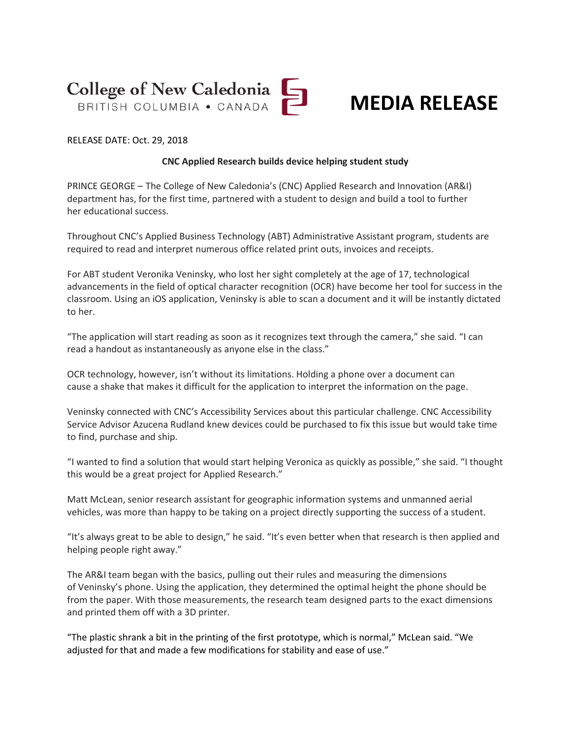College of New Caledonia
BRITISH COLUMBIA • CANADA

# MEDIA RELEASE

RELEASE DATE: Oct. 29, 2018

**CNC Applied Research builds device helping student study**

PRINCE GEORGE – The College of New Caledonia's (CNC) Applied Research and Innovation (AR&I) department has, for the first time, partnered with a student to design and build a tool to further her educational success.

Throughout CNC's Applied Business Technology (ABT) Administrative Assistant program, students are required to read and interpret numerous office related print outs, invoices and receipts.

For ABT student Veronika Veninsky, who lost her sight completely at the age of 17, technological advancements in the field of optical character recognition (OCR) have become her tool for success in the classroom. Using an iOS application, Veninsky is able to scan a document and it will be instantly dictated to her.

"The application will start reading as soon as it recognizes text through the camera," she said. "I can read a handout as instantaneously as anyone else in the class."

OCR technology, however, isn't without its limitations. Holding a phone over a document can cause a shake that makes it difficult for the application to interpret the information on the page.

Veninsky connected with CNC's Accessibility Services about this particular challenge. CNC Accessibility Service Advisor Azucena Rudland knew devices could be purchased to fix this issue but would take time to find, purchase and ship.

"I wanted to find a solution that would start helping Veronica as quickly as possible," she said. "I thought this would be a great project for Applied Research."

Matt McLean, senior research assistant for geographic information systems and unmanned aerial vehicles, was more than happy to be taking on a project directly supporting the success of a student.

"It's always great to be able to design," he said. "It's even better when that research is then applied and helping people right away."

The AR&I team began with the basics, pulling out their rules and measuring the dimensions of Veninsky's phone. Using the application, they determined the optimal height the phone should be from the paper. With those measurements, the research team designed parts to the exact dimensions and printed them off with a 3D printer.

"The plastic shrank a bit in the printing of the first prototype, which is normal," McLean said. "We adjusted for that and made a few modifications for stability and ease of use."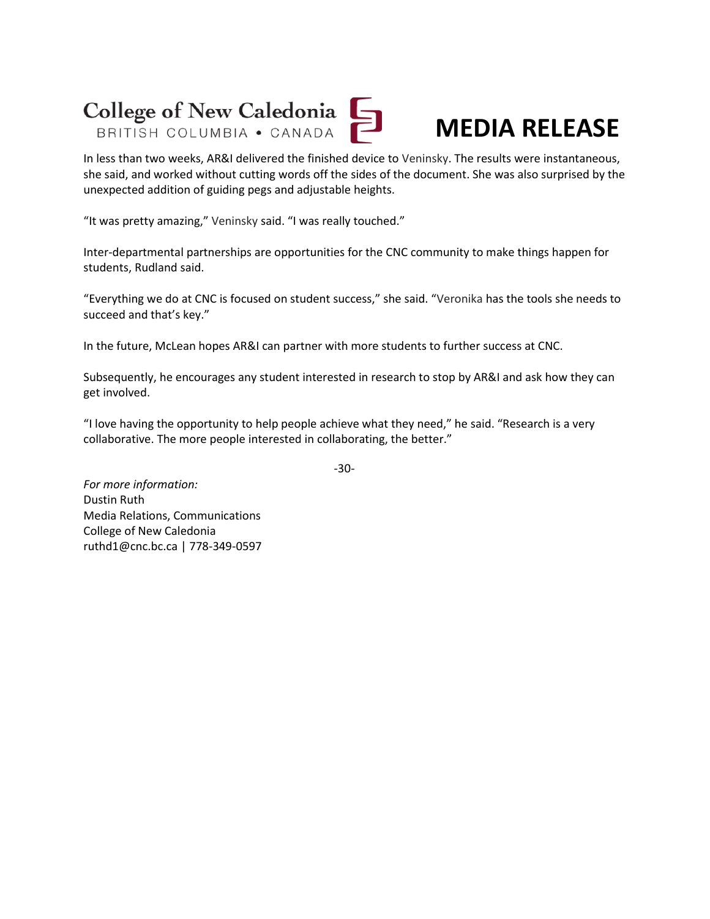In less than two weeks, AR&I delivered the finished device to Veninsky. The results were instantaneous, she said, and worked without cutting words off the sides of the document. She was also surprised by the unexpected addition of guiding pegs and adjustable heights.

"It was pretty amazing," Veninsky said. "I was really touched."

Inter-departmental partnerships are opportunities for the CNC community to make things happen for students, Rudland said.

"Everything we do at CNC is focused on student success," she said. "Veronika has the tools she needs to succeed and that's key."

In the future, McLean hopes AR&I can partner with more students to further success at CNC.

Subsequently, he encourages any student interested in research to stop by AR&I and ask how they can get involved.

"I love having the opportunity to help people achieve what they need," he said. "Research is a very collaborative. The more people interested in collaborating, the better."

-30-

*For more information:*
Dustin Ruth
Media Relations, Communications
College of New Caledonia
ruthd1@cnc.bc.ca | 778-349-0597